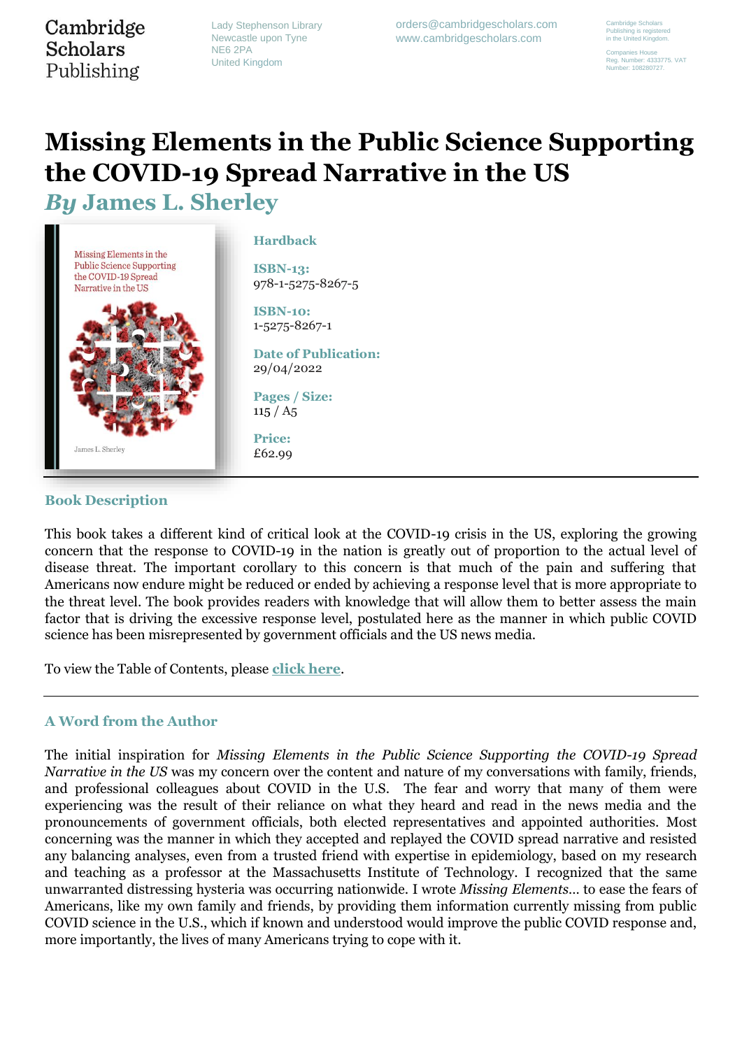Cambridge Scholars Publishing

Lady Stephenson Library
Newcastle upon Tyne
NE6 2PA
United Kingdom

orders@cambridgescholars.com
www.cambridgescholars.com

Cambridge Scholars Publishing is registered in the United Kingdom.

Companies House Reg. Number: 4333775. VAT Number: 108280727.

# Missing Elements in the Public Science Supporting the COVID-19 Spread Narrative in the US

## *By* James L. Sherley

**Hardback**

**ISBN-13:**
978-1-5275-8267-5

**ISBN-10:**
1-5275-8267-1

**Date of Publication:**
29/04/2022

**Pages / Size:**
115 / A5

**Price:**
£62.99

---

### Book Description

This book takes a different kind of critical look at the COVID-19 crisis in the US, exploring the growing concern that the response to COVID-19 in the nation is greatly out of proportion to the actual level of disease threat. The important corollary to this concern is that much of the pain and suffering that Americans now endure might be reduced or ended by achieving a response level that is more appropriate to the threat level. The book provides readers with knowledge that will allow them to better assess the main factor that is driving the excessive response level, postulated here as the manner in which public COVID science has been misrepresented by government officials and the US news media.

To view the Table of Contents, please **click here**.

---

### A Word from the Author

The initial inspiration for *Missing Elements in the Public Science Supporting the COVID-19 Spread Narrative in the US* was my concern over the content and nature of my conversations with family, friends, and professional colleagues about COVID in the U.S. The fear and worry that many of them were experiencing was the result of their reliance on what they heard and read in the news media and the pronouncements of government officials, both elected representatives and appointed authorities. Most concerning was the manner in which they accepted and replayed the COVID spread narrative and resisted any balancing analyses, even from a trusted friend with expertise in epidemiology, based on my research and teaching as a professor at the Massachusetts Institute of Technology. I recognized that the same unwarranted distressing hysteria was occurring nationwide. I wrote *Missing Elements…* to ease the fears of Americans, like my own family and friends, by providing them information currently missing from public COVID science in the U.S., which if known and understood would improve the public COVID response and, more importantly, the lives of many Americans trying to cope with it.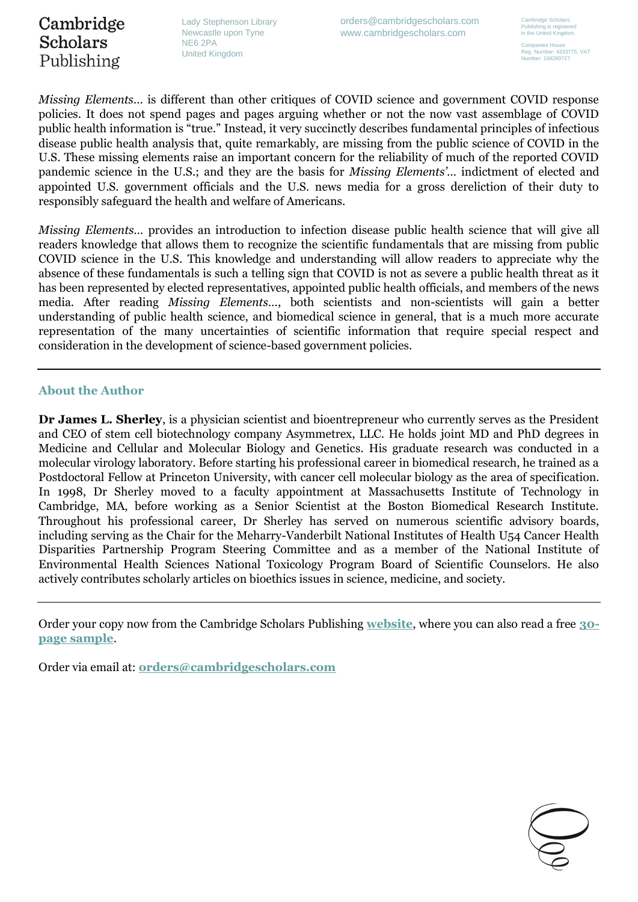*Missing Elements…* is different than other critiques of COVID science and government COVID response policies. It does not spend pages and pages arguing whether or not the now vast assemblage of COVID public health information is "true." Instead, it very succinctly describes fundamental principles of infectious disease public health analysis that, quite remarkably, are missing from the public science of COVID in the U.S. These missing elements raise an important concern for the reliability of much of the reported COVID pandemic science in the U.S.; and they are the basis for *Missing Elements'…* indictment of elected and appointed U.S. government officials and the U.S. news media for a gross dereliction of their duty to responsibly safeguard the health and welfare of Americans.

*Missing Elements…* provides an introduction to infection disease public health science that will give all readers knowledge that allows them to recognize the scientific fundamentals that are missing from public COVID science in the U.S. This knowledge and understanding will allow readers to appreciate why the absence of these fundamentals is such a telling sign that COVID is not as severe a public health threat as it has been represented by elected representatives, appointed public health officials, and members of the news media. After reading *Missing Elements…*, both scientists and non-scientists will gain a better understanding of public health science, and biomedical science in general, that is a much more accurate representation of the many uncertainties of scientific information that require special respect and consideration in the development of science-based government policies.

---

## About the Author

**Dr James L. Sherley**, is a physician scientist and bioentrepreneur who currently serves as the President and CEO of stem cell biotechnology company Asymmetrex, LLC. He holds joint MD and PhD degrees in Medicine and Cellular and Molecular Biology and Genetics. His graduate research was conducted in a molecular virology laboratory. Before starting his professional career in biomedical research, he trained as a Postdoctoral Fellow at Princeton University, with cancer cell molecular biology as the area of specification. In 1998, Dr Sherley moved to a faculty appointment at Massachusetts Institute of Technology in Cambridge, MA, before working as a Senior Scientist at the Boston Biomedical Research Institute. Throughout his professional career, Dr Sherley has served on numerous scientific advisory boards, including serving as the Chair for the Meharry-Vanderbilt National Institutes of Health U54 Cancer Health Disparities Partnership Program Steering Committee and as a member of the National Institute of Environmental Health Sciences National Toxicology Program Board of Scientific Counselors. He also actively contributes scholarly articles on bioethics issues in science, medicine, and society.

---

Order your copy now from the Cambridge Scholars Publishing **website**, where you can also read a free **30-page sample**.

Order via email at: **orders@cambridgescholars.com**